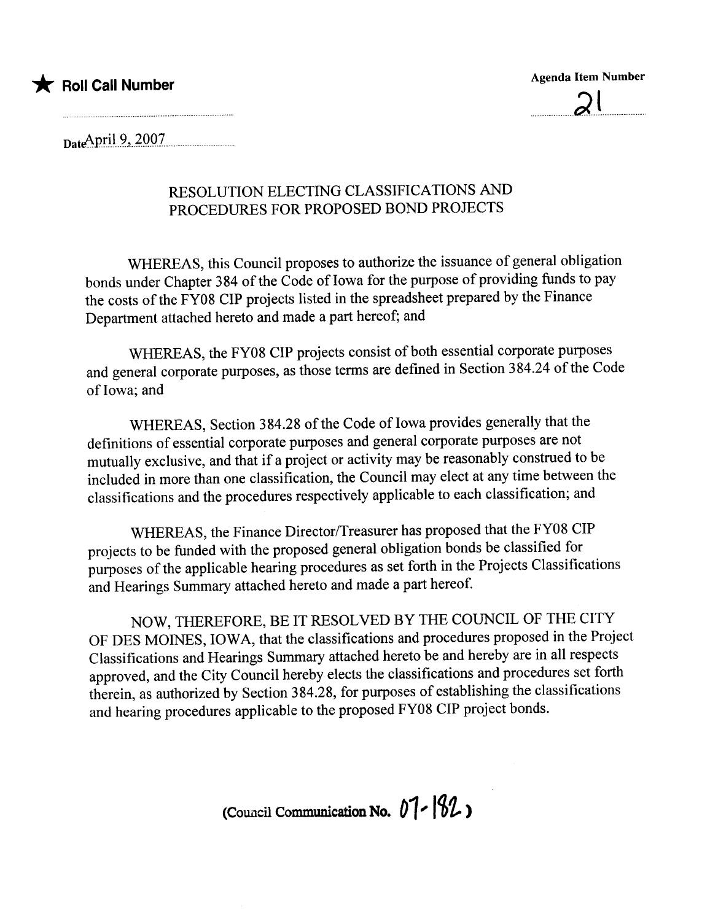★ **Roll Call Number**

**Agenda Item Number**

21

Date April 9, 2007

## RESOLUTION ELECTING CLASSIFICATIONS AND PROCEDURES FOR PROPOSED BOND PROJECTS

WHEREAS, this Council proposes to authorize the issuance of general obligation bonds under Chapter 384 of the Code of Iowa for the purpose of providing funds to pay the costs of the FY08 CIP projects listed in the spreadsheet prepared by the Finance Department attached hereto and made a part hereof; and

WHEREAS, the FY08 CIP projects consist of both essential corporate purposes and general corporate purposes, as those terms are defined in Section 384.24 of the Code of Iowa; and

WHEREAS, Section 384.28 of the Code of Iowa provides generally that the definitions of essential corporate purposes and general corporate purposes are not mutually exclusive, and that if a project or activity may be reasonably construed to be included in more than one classification, the Council may elect at any time between the classifications and the procedures respectively applicable to each classification; and

WHEREAS, the Finance Director/Treasurer has proposed that the FY08 CIP projects to be funded with the proposed general obligation bonds be classified for purposes of the applicable hearing procedures as set forth in the Projects Classifications and Hearings Summary attached hereto and made a part hereof.

NOW, THEREFORE, BE IT RESOLVED BY THE COUNCIL OF THE CITY OF DES MOINES, IOWA, that the classifications and procedures proposed in the Project Classifications and Hearings Summary attached hereto be and hereby are in all respects approved, and the City Council hereby elects the classifications and procedures set forth therein, as authorized by Section 384.28, for purposes of establishing the classifications and hearing procedures applicable to the proposed FY08 CIP project bonds.

(Council Communication No. 07-182)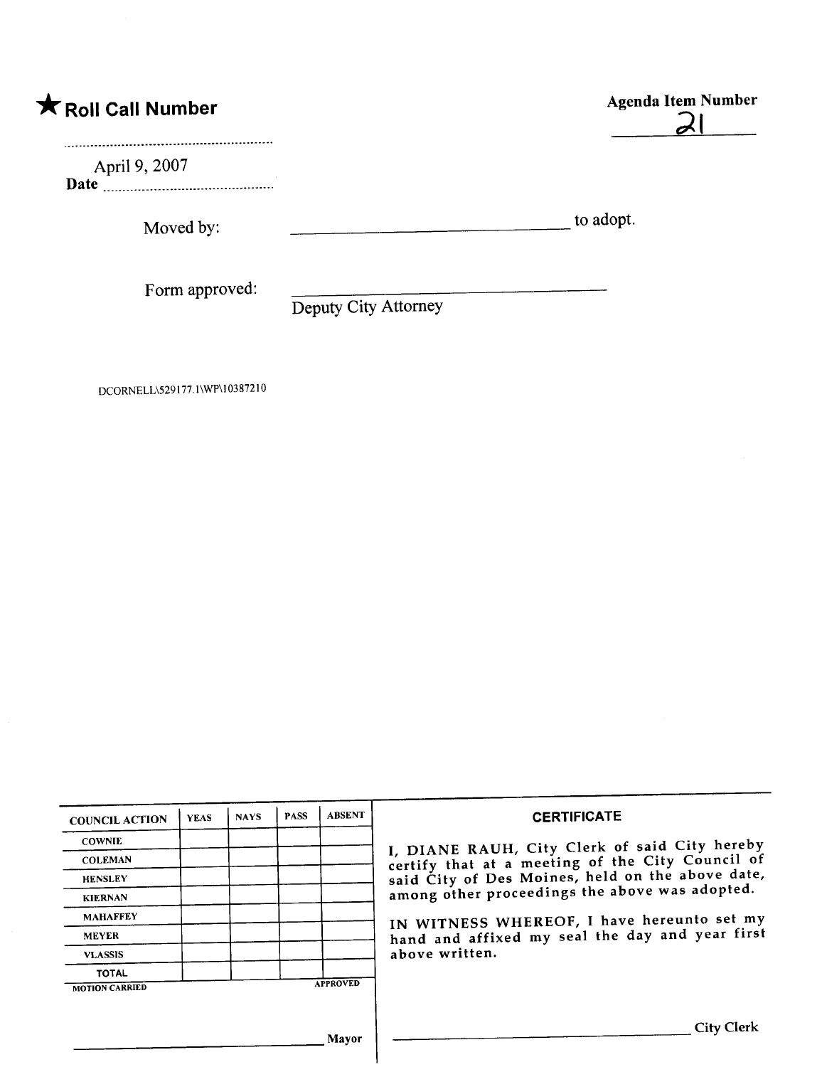★ **Roll Call Number**

..........................................

April 9, 2007
**Date** ..........................................

**Agenda Item Number**

21

Moved by: ______________________________ to adopt.

Form approved: ______________________________
Deputy City Attorney

DCORNELL\529177.1\WP\10387210

| COUNCIL ACTION | YEAS | NAYS | PASS | ABSENT |
| --- | --- | --- | --- | --- |
| COWNIE | | | | |
| COLEMAN | | | | |
| HENSLEY | | | | |
| KIERNAN | | | | |
| MAHAFFEY | | | | |
| MEYER | | | | |
| VLASSIS | | | | |
| TOTAL | | | | |

MOTION CARRIED APPROVED

______________________________ Mayor

**CERTIFICATE**

I, DIANE RAUH, City Clerk of said City hereby certify that at a meeting of the City Council of said City of Des Moines, held on the above date, among other proceedings the above was adopted.

IN WITNESS WHEREOF, I have hereunto set my hand and affixed my seal the day and year first above written.

______________________________ City Clerk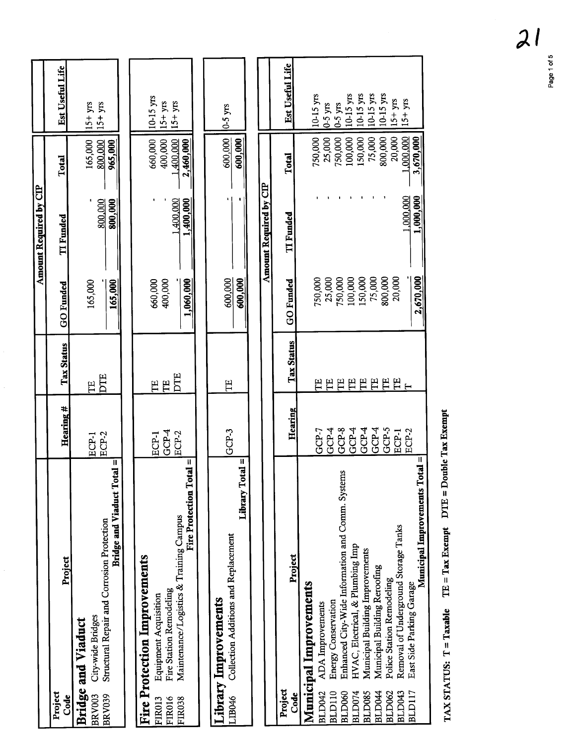| Project Code | Project | Hearing # | Tax Status | GO Funded | TI Funded | Total | Est Useful Life |
|---|---|---|---|---|---|---|---|
| | | | | Amount Required by CIP | | | |
| **Bridge and Viaduct** | | | | | | | |
| BRV003 | City-wide Bridges | ECP-1 | TE | 165,000 | - | 165,000 | 15+ yrs |
| BRV039 | Structural Repair and Corrosion Protection | ECP-2 | DTE | - | 800,000 | 800,000 | 15+ yrs |
| | **Bridge and Viaduct Total =** | | | **165,000** | **800,000** | **965,000** | |

| Project Code | Project | Hearing # | Tax Status | GO Funded | TI Funded | Total | Est Useful Life |
|---|---|---|---|---|---|---|---|
| **Fire Protection Improvements** | | | | | | | |
| FIR013 | Equipment Acquisition | ECP-1 | TE | 660,000 | - | 660,000 | 10-15 yrs |
| FIR016 | Fire Station Remodeling | GCP-4 | TE | 400,000 | - | 400,000 | 15+ yrs |
| FIR038 | Maintenance/Logistics & Training Campus | ECP-2 | DTE | - | 1,400,000 | 1,400,000 | 15+ yrs |
| | **Fire Protection Total =** | | | **1,060,000** | **1,400,000** | **2,460,000** | |

| Project Code | Project | Hearing # | Tax Status | GO Funded | TI Funded | Total | Est Useful Life |
|---|---|---|---|---|---|---|---|
| **Library Improvements** | | | | | | | |
| LIB046 | Collection Additions and Replacement | GCP-3 | TE | 600,000 | - | 600,000 | 0-5 yrs |
| | **Library Total =** | | | **600,000** | **-** | **600,000** | |

| Project Code | Project | Hearing | Tax Status | GO Funded | TI Funded | Total | Est Useful Life |
|---|---|---|---|---|---|---|---|
| | | | | Amount Required by CIP | | | |
| **Municipal Improvements** | | | | | | | |
| BLD042 | ADA Improvements | GCP-7 | TE | 750,000 | - | 750,000 | 10-15 yrs |
| BLD110 | Energy Conservation | GCP-4 | TE | 25,000 | - | 25,000 | 0-5 yrs |
| BLD060 | Enhanced City-Wide Information and Comm. Systems | GCP-8 | TE | 750,000 | - | 750,000 | 0-5 yrs |
| BLD074 | HVAC, Electrical, & Plumbing Imp | GCP-4 | TE | 100,000 | - | 100,000 | 10-15 yrs |
| BLD085 | Municipal Building Improvements | GCP-4 | TE | 150,000 | - | 150,000 | 10-15 yrs |
| BLD044 | Municipal Building Reroofing | GCP-4 | TE | 75,000 | - | 75,000 | 10-15 yrs |
| BLD062 | Police Station Remodeling | GCP-5 | TE | 800,000 | - | 800,000 | 10-15 yrs |
| BLD043 | Removal of Underground Storage Tanks | ECP-1 | TE | 20,000 | | 20,000 | 15+ yrs |
| BLD117 | East Side Parking Garage | ECP-2 | T | - | 1,000,000 | 1,000,000 | 15+ yrs |
| | **Municipal Improvements Total =** | | | **2,670,000** | **1,000,000** | **3,670,000** | |

**TAX STATUS: T = Taxable  TE = Tax Exempt  DTE = Double Tax Exempt**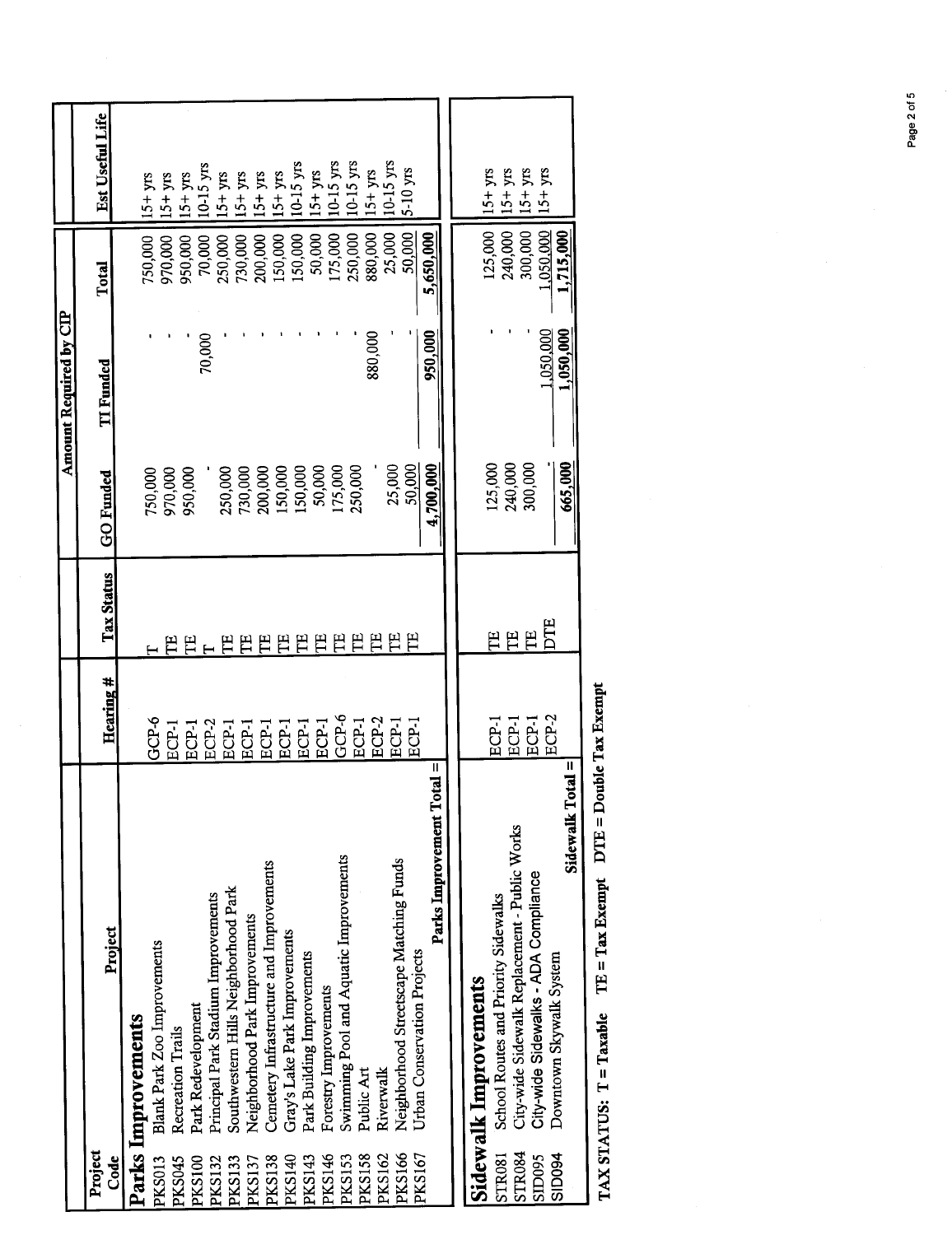| Project Code | Project | Hearing # | Tax Status | Amount Required by CIP | | | Est Useful Life |
|---|---|---|---|---|---|---|---|
| | | | | GO Funded | TI Funded | Total | |
| **Parks Improvements** | | | | | | | |
| PKS013 | Blank Park Zoo Improvements | GCP-6 | T | 750,000 | - | 750,000 | 15+ yrs |
| PKS045 | Recreation Trails | ECP-1 | TE | 970,000 | - | 970,000 | 15+ yrs |
| PKS100 | Park Redevelopment | ECP-1 | TE | 950,000 | - | 950,000 | 15+ yrs |
| PKS132 | Principal Park Stadium Improvements | ECP-2 | T | - | 70,000 | 70,000 | 10-15 yrs |
| PKS133 | Southwestern Hills Neighborhood Park | ECP-1 | TE | 250,000 | - | 250,000 | 15+ yrs |
| PKS137 | Neighborhood Park Improvements | ECP-1 | TE | 730,000 | - | 730,000 | 15+ yrs |
| PKS138 | Cemetery Infrastructure and Improvements | ECP-1 | TE | 200,000 | - | 200,000 | 15+ yrs |
| PKS140 | Gray's Lake Park Improvements | ECP-1 | TE | 150,000 | - | 150,000 | 15+ yrs |
| PKS143 | Park Building Improvements | ECP-1 | TE | 150,000 | - | 150,000 | 10-15 yrs |
| PKS146 | Forestry Improvements | ECP-1 | TE | 50,000 | - | 50,000 | 15+ yrs |
| PKS153 | Swimming Pool and Aquatic Improvements | GCP-6 | TE | 175,000 | - | 175,000 | 10-15 yrs |
| PKS158 | Public Art | ECP-1 | TE | 250,000 | - | 250,000 | 10-15 yrs |
| PKS162 | Riverwalk | ECP-2 | TE | - | 880,000 | 880,000 | 15+ yrs |
| PKS166 | Neighborhood Streetscape Matching Funds | ECP-1 | TE | 25,000 | - | 25,000 | 10-15 yrs |
| PKS167 | Urban Conservation Projects | ECP-1 | TE | 50,000 | - | 50,000 | 5-10 yrs |
| | **Parks Improvement Total =** | | | 4,700,000 | 950,000 | 5,650,000 | |

| Project Code | Project | Hearing # | Tax Status | GO Funded | TI Funded | Total | Est Useful Life |
|---|---|---|---|---|---|---|---|
| **Sidewalk Improvements** | | | | | | | |
| STR081 | School Routes and Priority Sidewalks | ECP-1 | TE | 125,000 | - | 125,000 | 15+ yrs |
| STR084 | City-wide Sidewalk Replacement - Public Works | ECP-1 | TE | 240,000 | - | 240,000 | 15+ yrs |
| SID095 | City-wide Sidewalks - ADA Compliance | ECP-1 | TE | 300,000 | - | 300,000 | 15+ yrs |
| SID094 | Downtown Skywalk System | ECP-2 | DTE | - | 1,050,000 | 1,050,000 | 15+ yrs |
| | **Sidewalk Total =** | | | 665,000 | 1,050,000 | 1,715,000 | |

**TAX STATUS: T = Taxable TE = Tax Exempt DTE = Double Tax Exempt**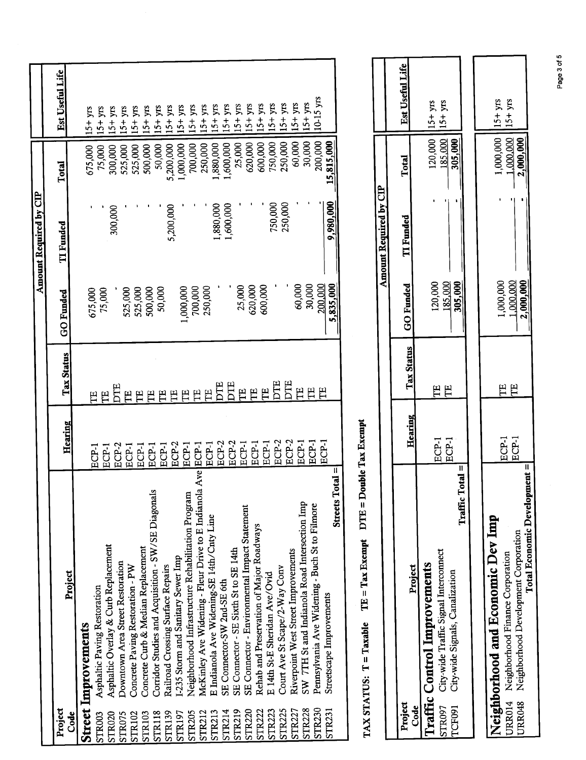| Project Code | Project | Hearing | Tax Status | Amount Required by CIP | | | Est Useful Life |
|---|---|---|---|---|---|---|---|
| | | | | GO Funded | TI Funded | Total | |
| **Street Improvements** | | | | | | | |
| STR003 | Asphaltic Paving Restoration | ECP-1 | TE | 675,000 | - | 675,000 | 15+ yrs |
| STR020 | Asphaltic Overlay & Curb Replacement | ECP-1 | TE | 75,000 | - | 75,000 | 15+ yrs |
| STR075 | Downtown Area Street Restoration | ECP-2 | DTE | - | 300,000 | 300,000 | 15+ yrs |
| STR102 | Concrete Paving Restoration - PW | ECP-1 | TE | 525,000 | - | 525,000 | 15+ yrs |
| STR103 | Concrete Curb & Median Replacement | ECP-1 | TE | 525,000 | - | 525,000 | 15+ yrs |
| STR118 | Corridor Studies and Acquisition - SW/SE Diagonals | ECP-1 | TE | 500,000 | - | 500,000 | 15+ yrs |
| STR139 | Railroad Crossing Surface Repairs | ECP-1 | TE | 50,000 | - | 50,000 | 15+ yrs |
| STR197 | I-235 Storm and Sanitary Sewer Imp | ECP-2 | TE | - | 5,200,000 | 5,200,000 | 15+ yrs |
| STR205 | Neighborhood Infrastructure Rehabilitation Program | ECP-1 | TE | 1,000,000 | - | 1,000,000 | 15+ yrs |
| STR212 | McKinley Ave Widening - Fleur Drive to E Indianola Ave | ECP-1 | TE | 700,000 | - | 700,000 | 15+ yrs |
| STR213 | E Indianola Ave Widening-SE 14th/Cnty Line | ECP-1 | TE | 250,000 | - | 250,000 | 15+ yrs |
| STR214 | SE Connector-SW 2nd-SE 6th | ECP-2 | DTE | - | 1,880,000 | 1,880,000 | 15+ yrs |
| STR219 | SE Connector - SE Sixth St to SE 14th | ECP-2 | DTE | - | 1,600,000 | 1,600,000 | 15+ yrs |
| STR220 | SE Connector - Environmental Impact Statement | ECP-1 | TE | 25,000 | - | 25,000 | 15+ yrs |
| STR222 | Rehab and Preservation of Major Roadways | ECP-1 | TE | 620,000 | - | 620,000 | 15+ yrs |
| STR223 | E 14th St-E Sheridan Ave/Ovid | ECP-1 | TE | 600,000 | - | 600,000 | 15+ yrs |
| STR225 | Court Ave St Scape/2-Way Conv | ECP-2 | DTE | - | 750,000 | 750,000 | 15+ yrs |
| STR227 | Riverpoint West Street Improvements | ECP-2 | DTE | - | 250,000 | 250,000 | 15+ yrs |
| STR228 | SW 7TH St and Indianola Road Intersection Imp | ECP-1 | TE | 60,000 | - | 60,000 | 15+ yrs |
| STR230 | Pennsylvania Ave Widening - Buch St to Filmore | ECP-1 | TE | 30,000 | - | 30,000 | 15+ yrs |
| STR231 | Streetscape Improvements | ECP-1 | TE | 200,000 | - | 200,000 | 10-15 yrs |
| | **Streets Total =** | | | 5,835,000 | 9,980,000 | 15,815,000 | |

**TAX STATUS: T = Taxable TE = Tax Exempt DTE = Double Tax Exempt**

| Project Code | Project | Hearing | Tax Status | Amount Required by CIP | | | Est Useful Life |
|---|---|---|---|---|---|---|---|
| | | | | GO Funded | TI Funded | Total | |
| **Traffic Control Improvements** | | | | | | | |
| STR097 | City-wide Traffic Signal Interconnect | ECP-1 | TE | 120,000 | - | 120,000 | 15+ yrs |
| TCF091 | City-wide Signals, Canalization | ECP-1 | TE | 185,000 | - | 185,000 | 15+ yrs |
| | **Traffic Total =** | | | 305,000 | - | 305,000 | |

| Project Code | Project | Hearing | Tax Status | GO Funded | TI Funded | Total | Est Useful Life |
|---|---|---|---|---|---|---|---|
| **Neighborhood and Economic Dev Imp** | | | | | | | |
| URR014 | Neighborhood Finance Corporation | ECP-1 | TE | 1,000,000 | - | 1,000,000 | 15+ yrs |
| URR048 | Neighborhood Development Corporation | ECP-1 | TE | 1,000,000 | - | 1,000,000 | 15+ yrs |
| | **Total Economic Development =** | | | 2,000,000 | - | 2,000,000 | |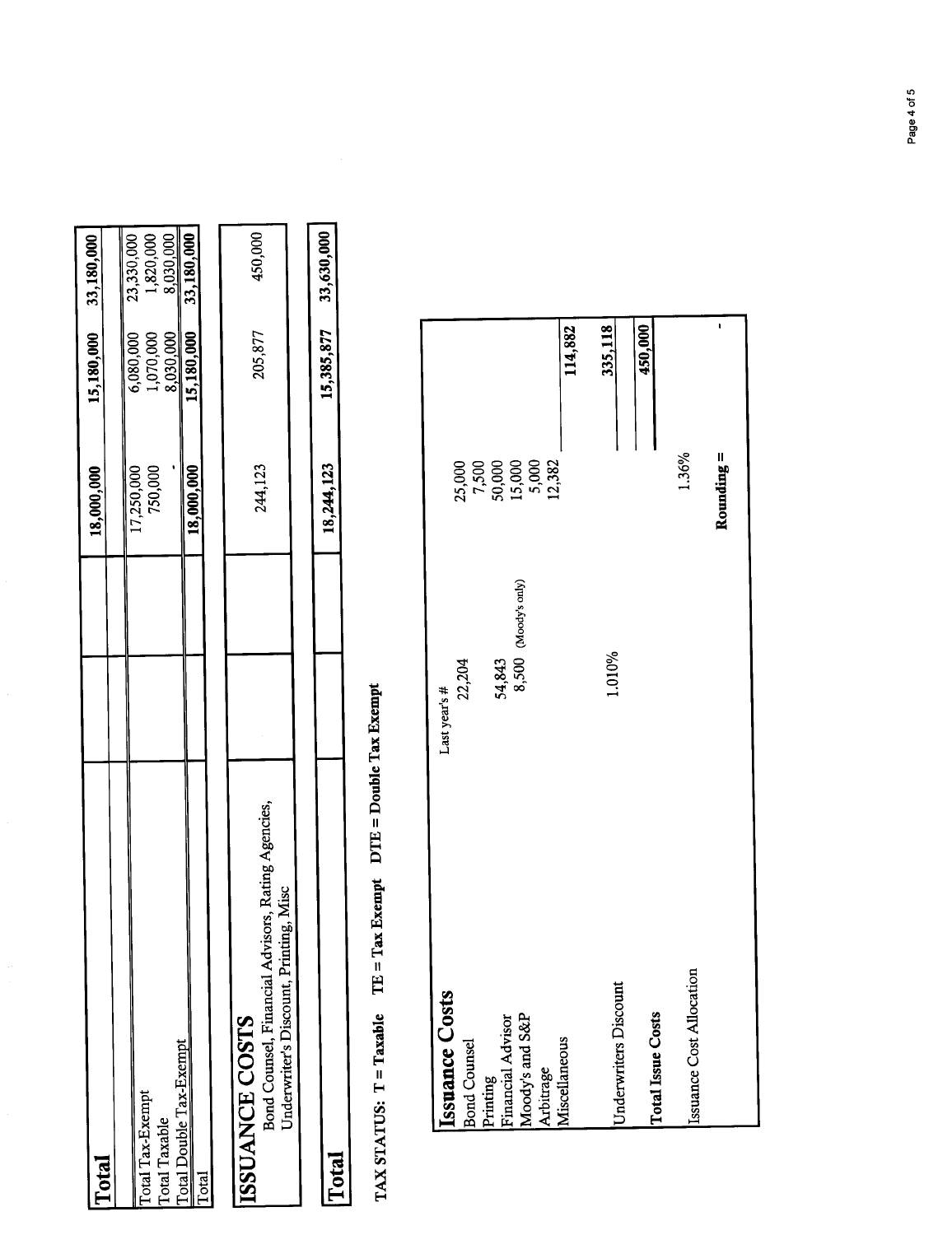| Total | | | 18,000,000 | 15,180,000 | 33,180,000 |
|---|---|---|---|---|---|
| | | | | | |
| Total Tax-Exempt | | | 17,250,000 | 6,080,000 | 23,330,000 |
| Total Taxable | | | 750,000 | 1,070,000 | 1,820,000 |
| Total Double Tax-Exempt | | | - | 8,030,000 | 8,030,000 |
| Total | | | 18,000,000 | 15,180,000 | 33,180,000 |

| ISSUANCE COSTS | | | | | |
|---|---|---|---|---|---|
| Bond Counsel, Financial Advisors, Rating Agencies, Underwriter's Discount, Printing, Misc | | | 244,123 | 205,877 | 450,000 |

| Total | | | 18,244,123 | 15,385,877 | 33,630,000 |
|---|---|---|---|---|---|

**TAX STATUS: T = Taxable TE = Tax Exempt DTE = Double Tax Exempt**

| Issuance Costs | Last year's # | | | |
|---|---|---|---|---|
| Bond Counsel | 22,204 | | 25,000 | |
| Printing | | | 7,500 | |
| Financial Advisor | 54,843 | | 50,000 | |
| Moody's and S&P | 8,500 (Moody's only) | | 15,000 | |
| Arbitrage | | | 5,000 | |
| Miscellaneous | | | 12,382 | |
| | | | | 114,882 |
| Underwriters Discount | | 1.010% | | 335,118 |
| **Total Issue Costs** | | | | 450,000 |
| Issuance Cost Allocation | | | 1.36% | |
| | | | **Rounding =** | - |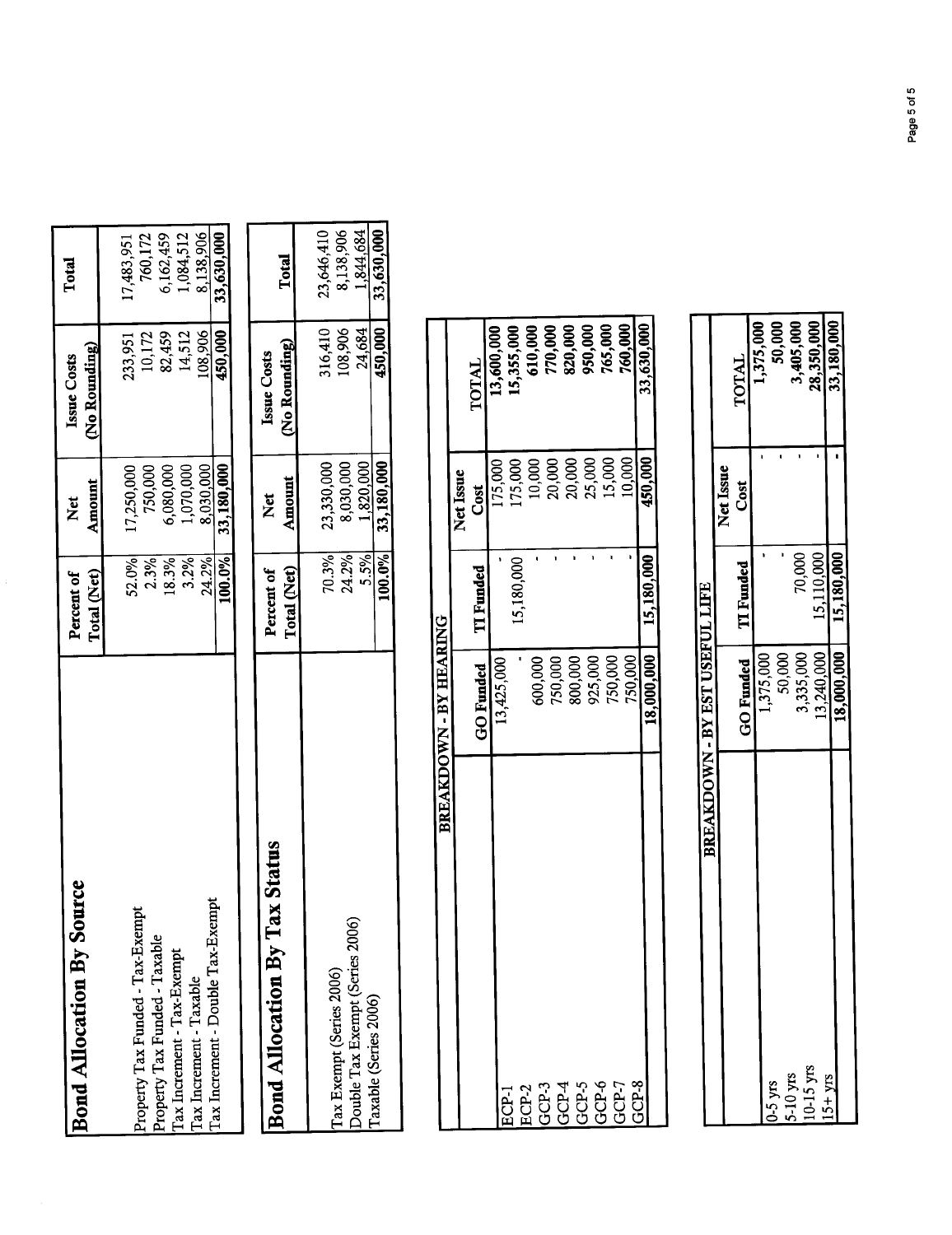## Bond Allocation By Source

| | Percent of Total (Net) | Net Amount | Issue Costs (No Rounding) | Total |
|---|---|---|---|---|
| Property Tax Funded - Tax-Exempt | 52.0% | 17,250,000 | 233,951 | 17,483,951 |
| Property Tax Funded - Taxable | 2.3% | 750,000 | 10,172 | 760,172 |
| Tax Increment - Tax-Exempt | 18.3% | 6,080,000 | 82,459 | 6,162,459 |
| Tax Increment - Taxable | 3.2% | 1,070,000 | 14,512 | 1,084,512 |
| Tax Increment - Double Tax-Exempt | 24.2% | 8,030,000 | 108,906 | 8,138,906 |
| | 100.0% | 33,180,000 | 450,000 | 33,630,000 |

## Bond Allocation By Tax Status

| | Percent of Total (Net) | Net Amount | Issue Costs (No Rounding) | Total |
|---|---|---|---|---|
| Tax Exempt (Series 2006) | 70.3% | 23,330,000 | 316,410 | 23,646,410 |
| Double Tax Exempt (Series 2006) | 24.2% | 8,030,000 | 108,906 | 8,138,906 |
| Taxable (Series 2006) | 5.5% | 1,820,000 | 24,684 | 1,844,684 |
| | 100.0% | 33,180,000 | 450,000 | 33,630,000 |

### BREAKDOWN - BY HEARING

| | GO Funded | TI Funded | Net Issue Cost | TOTAL |
|---|---|---|---|---|
| ECP-1 | 13,425,000 | - | 175,000 | 13,600,000 |
| ECP-2 | - | 15,180,000 | 175,000 | 15,355,000 |
| GCP-3 | 600,000 | - | 10,000 | 610,000 |
| GCP-4 | 750,000 | - | 20,000 | 770,000 |
| GCP-5 | 800,000 | - | 20,000 | 820,000 |
| GCP-6 | 925,000 | - | 25,000 | 950,000 |
| GCP-7 | 750,000 | - | 15,000 | 765,000 |
| GCP-8 | 750,000 | - | 10,000 | 760,000 |
| | 18,000,000 | 15,180,000 | 450,000 | 33,630,000 |

### BREAKDOWN - BY EST USEFUL LIFE

| | GO Funded | TI Funded | Net Issue Cost | TOTAL |
|---|---|---|---|---|
| 0-5 yrs | 1,375,000 | - | - | 1,375,000 |
| 5-10 yrs | 50,000 | - | - | 50,000 |
| 10-15 yrs | 3,335,000 | 70,000 | - | 3,405,000 |
| 15+ yrs | 13,240,000 | 15,110,000 | - | 28,350,000 |
| | 18,000,000 | 15,180,000 | - | 33,180,000 |